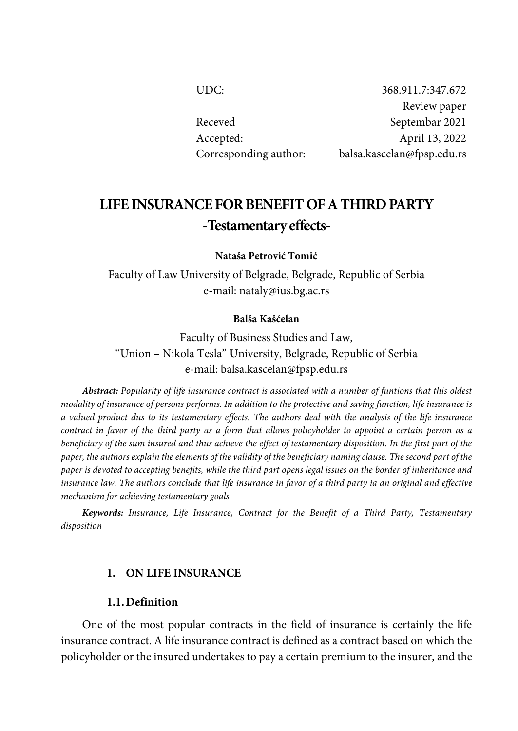| | |
|---|---|
| UDC: | 368.911.7:347.672 |
| | Review paper |
| Receved | Septembar 2021 |
| Accepted: | April 13, 2022 |
| Corresponding author: | balsa.kascelan@fpsp.edu.rs |

# LIFE INSURANCE FOR BENEFIT OF A THIRD PARTY -Testamentary effects-

**Nataša Petrović Tomić**

Faculty of Law University of Belgrade, Belgrade, Republic of Serbia
e-mail: nataly@ius.bg.ac.rs

**Balša Kašćelan**

Faculty of Business Studies and Law,
"Union – Nikola Tesla" University, Belgrade, Republic of Serbia
e-mail: balsa.kascelan@fpsp.edu.rs

***Abstract:*** *Popularity of life insurance contract is associated with a number of funtions that this oldest modality of insurance of persons performs. In addition to the protective and saving function, life insurance is a valued product dus to its testamentary effects. The authors deal with the analysis of the life insurance contract in favor of the third party as a form that allows policyholder to appoint a certain person as a beneficiary of the sum insured and thus achieve the effect of testamentary disposition. In the first part of the paper, the authors explain the elements of the validity of the beneficiary naming clause. The second part of the paper is devoted to accepting benefits, while the third part opens legal issues on the border of inheritance and insurance law. The authors conclude that life insurance in favor of a third party ia an original and effective mechanism for achieving testamentary goals.*

***Keywords:*** *Insurance, Life Insurance, Contract for the Benefit of a Third Party, Testamentary disposition*

## 1. ON LIFE INSURANCE

### 1.1. Definition

One of the most popular contracts in the field of insurance is certainly the life insurance contract. A life insurance contract is defined as a contract based on which the policyholder or the insured undertakes to pay a certain premium to the insurer, and the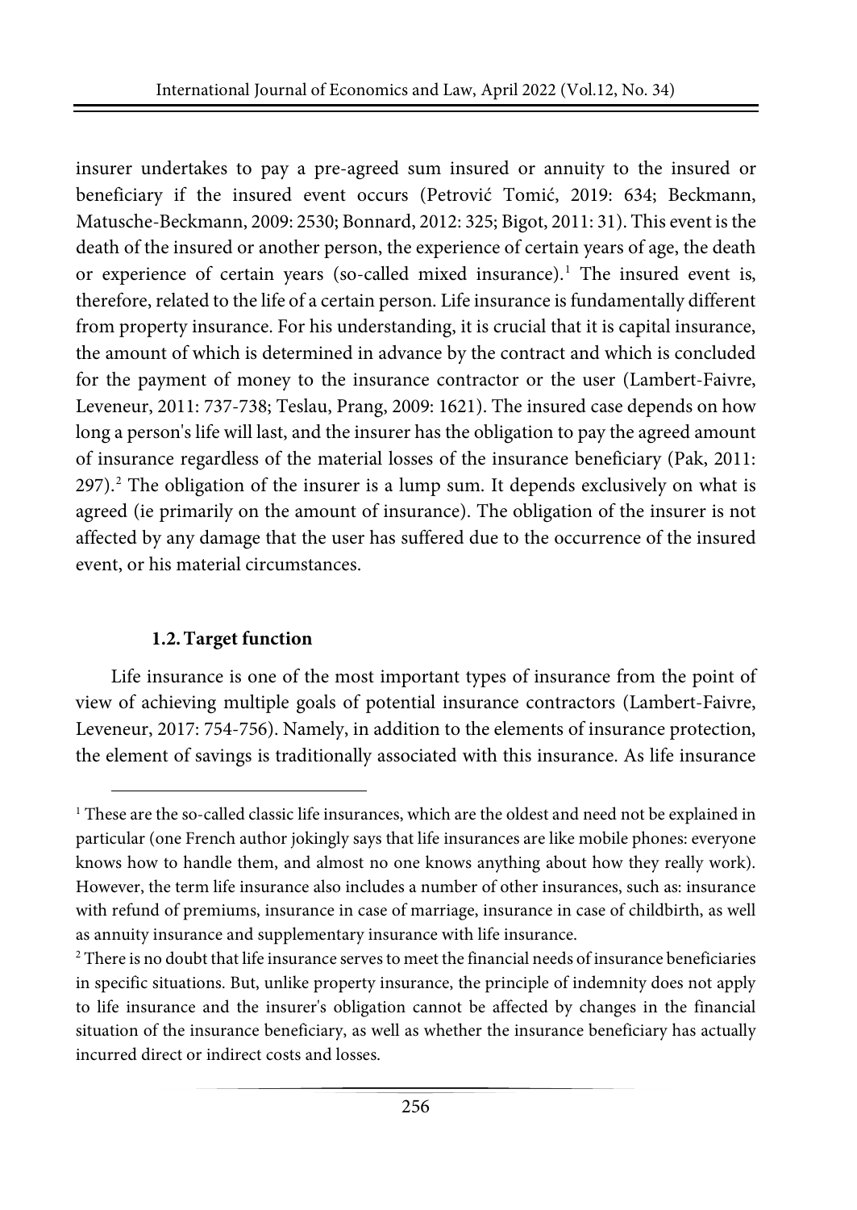insurer undertakes to pay a pre-agreed sum insured or annuity to the insured or beneficiary if the insured event occurs (Petrović Tomić, 2019: 634; Beckmann, Matusche-Beckmann, 2009: 2530; Bonnard, 2012: 325; Bigot, 2011: 31). This event is the death of the insured or another person, the experience of certain years of age, the death or experience of certain years (so-called mixed insurance).[1] The insured event is, therefore, related to the life of a certain person. Life insurance is fundamentally different from property insurance. For his understanding, it is crucial that it is capital insurance, the amount of which is determined in advance by the contract and which is concluded for the payment of money to the insurance contractor or the user (Lambert-Faivre, Leveneur, 2011: 737-738; Teslau, Prang, 2009: 1621). The insured case depends on how long a person's life will last, and the insurer has the obligation to pay the agreed amount of insurance regardless of the material losses of the insurance beneficiary (Pak, 2011: 297).[2] The obligation of the insurer is a lump sum. It depends exclusively on what is agreed (ie primarily on the amount of insurance). The obligation of the insurer is not affected by any damage that the user has suffered due to the occurrence of the insured event, or his material circumstances.

### 1.2. Target function

Life insurance is one of the most important types of insurance from the point of view of achieving multiple goals of potential insurance contractors (Lambert-Faivre, Leveneur, 2017: 754-756). Namely, in addition to the elements of insurance protection, the element of savings is traditionally associated with this insurance. As life insurance

---

[1] These are the so-called classic life insurances, which are the oldest and need not be explained in particular (one French author jokingly says that life insurances are like mobile phones: everyone knows how to handle them, and almost no one knows anything about how they really work). However, the term life insurance also includes a number of other insurances, such as: insurance with refund of premiums, insurance in case of marriage, insurance in case of childbirth, as well as annuity insurance and supplementary insurance with life insurance.

[2] There is no doubt that life insurance serves to meet the financial needs of insurance beneficiaries in specific situations. But, unlike property insurance, the principle of indemnity does not apply to life insurance and the insurer's obligation cannot be affected by changes in the financial situation of the insurance beneficiary, as well as whether the insurance beneficiary has actually incurred direct or indirect costs and losses.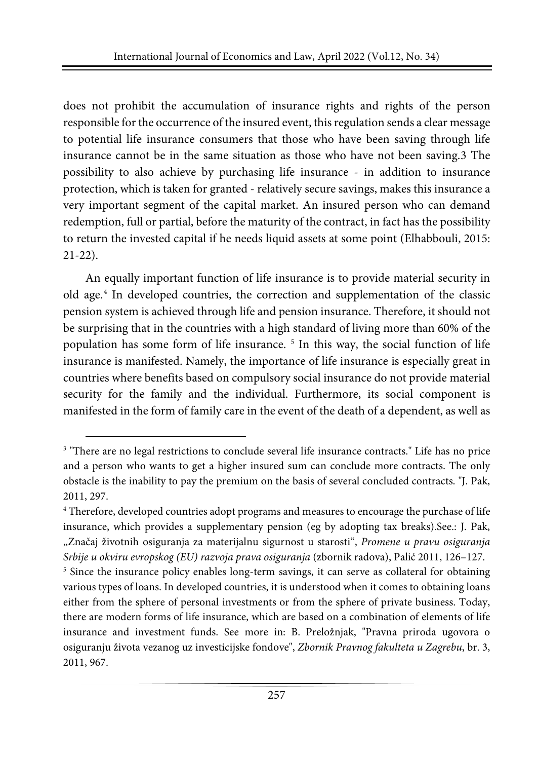does not prohibit the accumulation of insurance rights and rights of the person responsible for the occurrence of the insured event, this regulation sends a clear message to potential life insurance consumers that those who have been saving through life insurance cannot be in the same situation as those who have not been saving.3 The possibility to also achieve by purchasing life insurance - in addition to insurance protection, which is taken for granted - relatively secure savings, makes this insurance a very important segment of the capital market. An insured person who can demand redemption, full or partial, before the maturity of the contract, in fact has the possibility to return the invested capital if he needs liquid assets at some point (Elhabbouli, 2015: 21-22).

An equally important function of life insurance is to provide material security in old age.[4] In developed countries, the correction and supplementation of the classic pension system is achieved through life and pension insurance. Therefore, it should not be surprising that in the countries with a high standard of living more than 60% of the population has some form of life insurance. [5] In this way, the social function of life insurance is manifested. Namely, the importance of life insurance is especially great in countries where benefits based on compulsory social insurance do not provide material security for the family and the individual. Furthermore, its social component is manifested in the form of family care in the event of the death of a dependent, as well as

---

[3] "There are no legal restrictions to conclude several life insurance contracts." Life has no price and a person who wants to get a higher insured sum can conclude more contracts. The only obstacle is the inability to pay the premium on the basis of several concluded contracts. "J. Pak, 2011, 297.

[4] Therefore, developed countries adopt programs and measures to encourage the purchase of life insurance, which provides a supplementary pension (eg by adopting tax breaks).See.: J. Pak, „Značaj životnih osiguranja za materijalnu sigurnost u starosti", *Promene u pravu osiguranja Srbije u okviru evropskog (EU) razvoja prava osiguranja* (zbornik radova), Palić 2011, 126–127.

[5] Since the insurance policy enables long-term savings, it can serve as collateral for obtaining various types of loans. In developed countries, it is understood when it comes to obtaining loans either from the sphere of personal investments or from the sphere of private business. Today, there are modern forms of life insurance, which are based on a combination of elements of life insurance and investment funds. See more in: B. Preložnjak, "Pravna priroda ugovora o osiguranju života vezanog uz investicijske fondove", *Zbornik Pravnog fakulteta u Zagrebu*, br. 3, 2011, 967.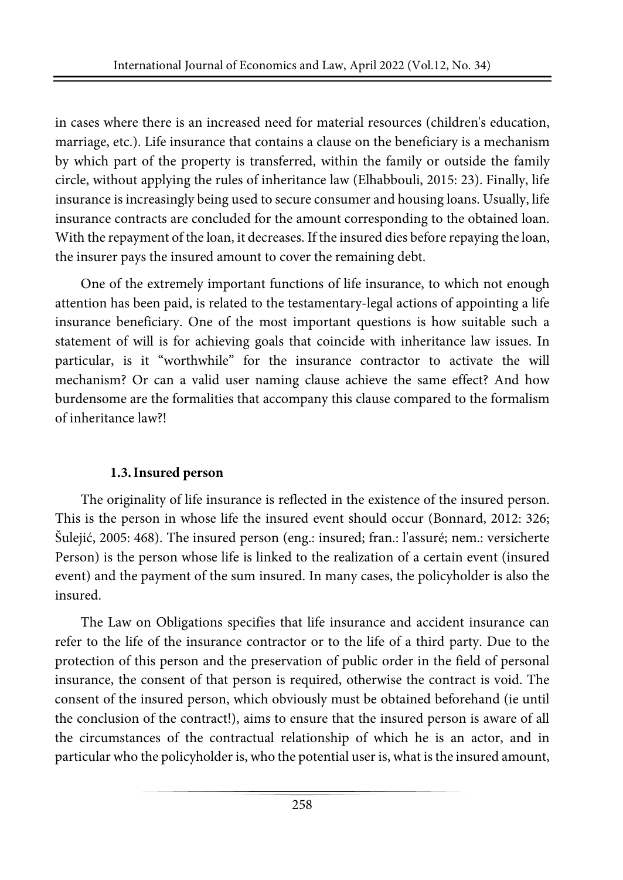in cases where there is an increased need for material resources (children's education, marriage, etc.). Life insurance that contains a clause on the beneficiary is a mechanism by which part of the property is transferred, within the family or outside the family circle, without applying the rules of inheritance law (Elhabbouli, 2015: 23). Finally, life insurance is increasingly being used to secure consumer and housing loans. Usually, life insurance contracts are concluded for the amount corresponding to the obtained loan. With the repayment of the loan, it decreases. If the insured dies before repaying the loan, the insurer pays the insured amount to cover the remaining debt.

One of the extremely important functions of life insurance, to which not enough attention has been paid, is related to the testamentary-legal actions of appointing a life insurance beneficiary. One of the most important questions is how suitable such a statement of will is for achieving goals that coincide with inheritance law issues. In particular, is it "worthwhile" for the insurance contractor to activate the will mechanism? Or can a valid user naming clause achieve the same effect? And how burdensome are the formalities that accompany this clause compared to the formalism of inheritance law?!

### 1.3. Insured person

The originality of life insurance is reflected in the existence of the insured person. This is the person in whose life the insured event should occur (Bonnard, 2012: 326; Šulejić, 2005: 468). The insured person (eng.: insured; fran.: l'assuré; nem.: versicherte Person) is the person whose life is linked to the realization of a certain event (insured event) and the payment of the sum insured. In many cases, the policyholder is also the insured.

The Law on Obligations specifies that life insurance and accident insurance can refer to the life of the insurance contractor or to the life of a third party. Due to the protection of this person and the preservation of public order in the field of personal insurance, the consent of that person is required, otherwise the contract is void. The consent of the insured person, which obviously must be obtained beforehand (ie until the conclusion of the contract!), aims to ensure that the insured person is aware of all the circumstances of the contractual relationship of which he is an actor, and in particular who the policyholder is, who the potential user is, what is the insured amount,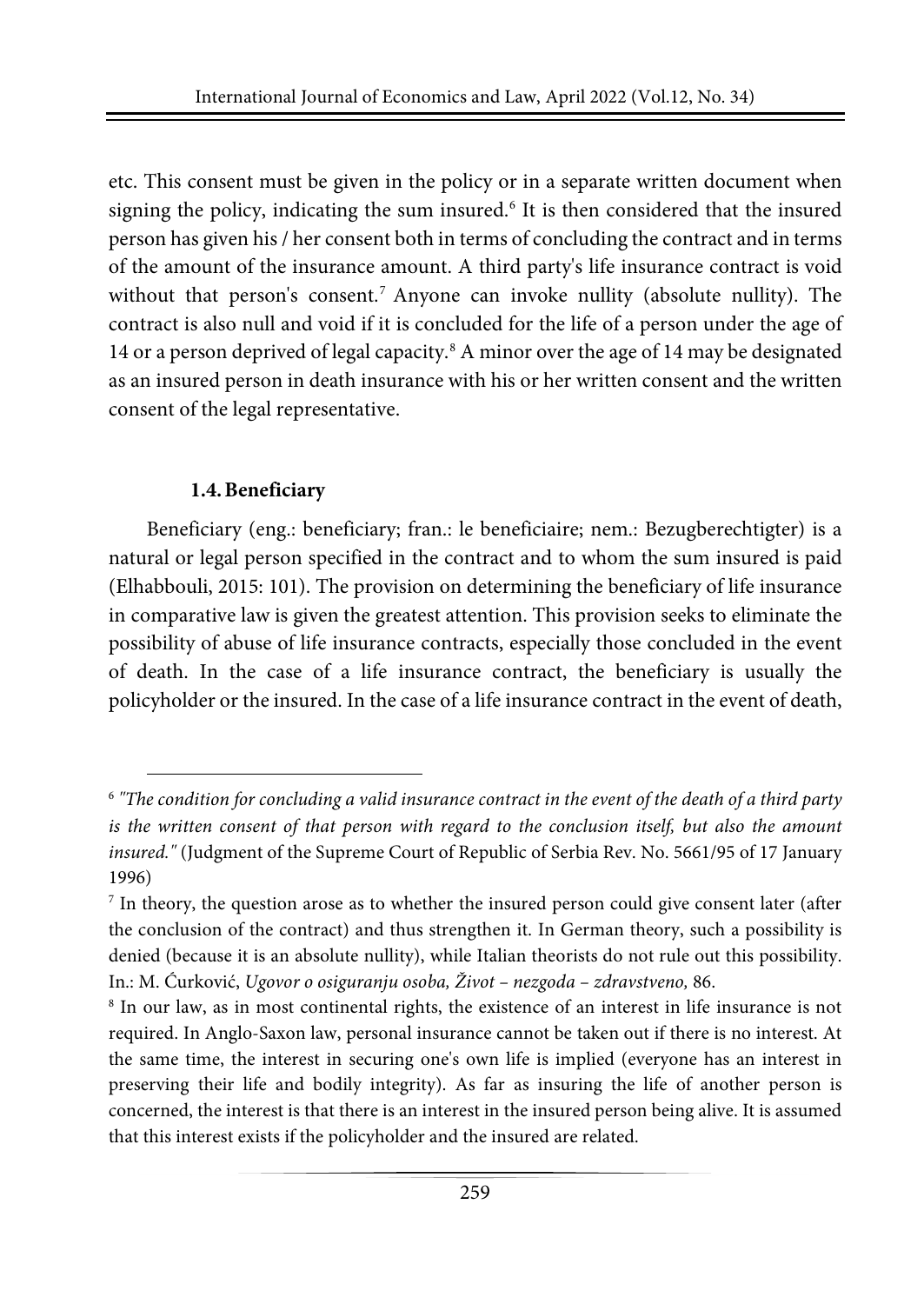etc. This consent must be given in the policy or in a separate written document when signing the policy, indicating the sum insured.[6] It is then considered that the insured person has given his / her consent both in terms of concluding the contract and in terms of the amount of the insurance amount. A third party's life insurance contract is void without that person's consent.[7] Anyone can invoke nullity (absolute nullity). The contract is also null and void if it is concluded for the life of a person under the age of 14 or a person deprived of legal capacity.[8] A minor over the age of 14 may be designated as an insured person in death insurance with his or her written consent and the written consent of the legal representative.

### 1.4. Beneficiary

Beneficiary (eng.: beneficiary; fran.: le beneficiaire; nem.: Bezugberechtigter) is a natural or legal person specified in the contract and to whom the sum insured is paid (Elhabbouli, 2015: 101). The provision on determining the beneficiary of life insurance in comparative law is given the greatest attention. This provision seeks to eliminate the possibility of abuse of life insurance contracts, especially those concluded in the event of death. In the case of a life insurance contract, the beneficiary is usually the policyholder or the insured. In the case of a life insurance contract in the event of death,

---

[6] *"The condition for concluding a valid insurance contract in the event of the death of a third party is the written consent of that person with regard to the conclusion itself, but also the amount insured."* (Judgment of the Supreme Court of Republic of Serbia Rev. No. 5661/95 of 17 January 1996)

[7] In theory, the question arose as to whether the insured person could give consent later (after the conclusion of the contract) and thus strengthen it. In German theory, such a possibility is denied (because it is an absolute nullity), while Italian theorists do not rule out this possibility. In.: M. Ćurković, *Ugovor o osiguranju osoba, Život – nezgoda – zdravstveno,* 86.

[8] In our law, as in most continental rights, the existence of an interest in life insurance is not required. In Anglo-Saxon law, personal insurance cannot be taken out if there is no interest. At the same time, the interest in securing one's own life is implied (everyone has an interest in preserving their life and bodily integrity). As far as insuring the life of another person is concerned, the interest is that there is an interest in the insured person being alive. It is assumed that this interest exists if the policyholder and the insured are related.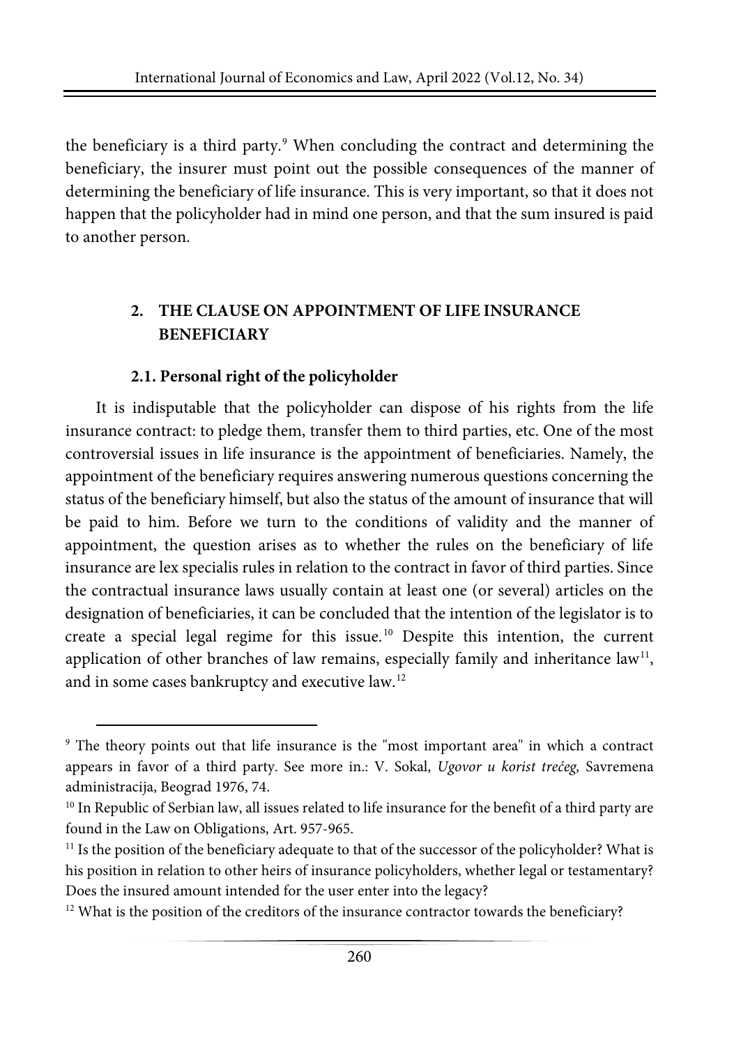the beneficiary is a third party.[9] When concluding the contract and determining the beneficiary, the insurer must point out the possible consequences of the manner of determining the beneficiary of life insurance. This is very important, so that it does not happen that the policyholder had in mind one person, and that the sum insured is paid to another person.

## 2. THE CLAUSE ON APPOINTMENT OF LIFE INSURANCE BENEFICIARY

### 2.1. Personal right of the policyholder

It is indisputable that the policyholder can dispose of his rights from the life insurance contract: to pledge them, transfer them to third parties, etc. One of the most controversial issues in life insurance is the appointment of beneficiaries. Namely, the appointment of the beneficiary requires answering numerous questions concerning the status of the beneficiary himself, but also the status of the amount of insurance that will be paid to him. Before we turn to the conditions of validity and the manner of appointment, the question arises as to whether the rules on the beneficiary of life insurance are lex specialis rules in relation to the contract in favor of third parties. Since the contractual insurance laws usually contain at least one (or several) articles on the designation of beneficiaries, it can be concluded that the intention of the legislator is to create a special legal regime for this issue.[10] Despite this intention, the current application of other branches of law remains, especially family and inheritance law[11], and in some cases bankruptcy and executive law.[12]

---

[9] The theory points out that life insurance is the "most important area" in which a contract appears in favor of a third party. See more in.: V. Sokal, *Ugovor u korist trećeg,* Savremena administracija, Beograd 1976, 74.

[10] In Republic of Serbian law, all issues related to life insurance for the benefit of a third party are found in the Law on Obligations, Art. 957-965.

[11] Is the position of the beneficiary adequate to that of the successor of the policyholder? What is his position in relation to other heirs of insurance policyholders, whether legal or testamentary? Does the insured amount intended for the user enter into the legacy?

[12] What is the position of the creditors of the insurance contractor towards the beneficiary?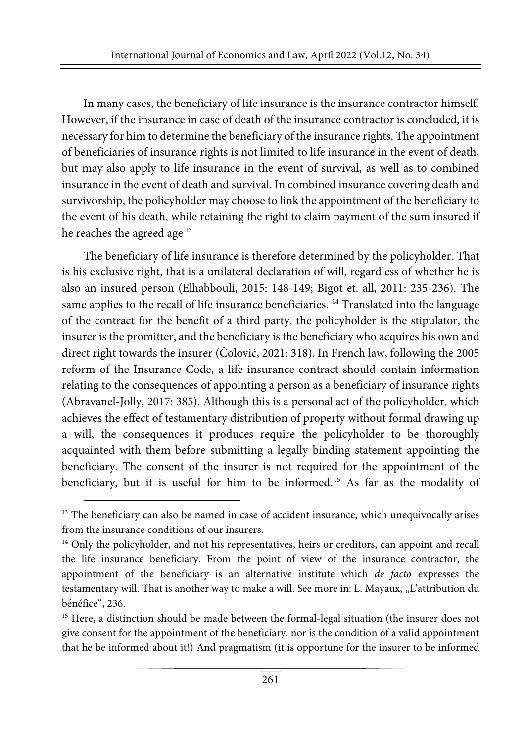In many cases, the beneficiary of life insurance is the insurance contractor himself. However, if the insurance in case of death of the insurance contractor is concluded, it is necessary for him to determine the beneficiary of the insurance rights. The appointment of beneficiaries of insurance rights is not limited to life insurance in the event of death, but may also apply to life insurance in the event of survival, as well as to combined insurance in the event of death and survival. In combined insurance covering death and survivorship, the policyholder may choose to link the appointment of the beneficiary to the event of his death, while retaining the right to claim payment of the sum insured if he reaches the agreed age.[13]

The beneficiary of life insurance is therefore determined by the policyholder. That is his exclusive right, that is a unilateral declaration of will, regardless of whether he is also an insured person (Elhabbouli, 2015: 148-149; Bigot et. all, 2011: 235-236). The same applies to the recall of life insurance beneficiaries. [14] Translated into the language of the contract for the benefit of a third party, the policyholder is the stipulator, the insurer is the promitter, and the beneficiary is the beneficiary who acquires his own and direct right towards the insurer (Čolović, 2021: 318). In French law, following the 2005 reform of the Insurance Code, a life insurance contract should contain information relating to the consequences of appointing a person as a beneficiary of insurance rights (Abravanel-Jolly, 2017: 385). Although this is a personal act of the policyholder, which achieves the effect of testamentary distribution of property without formal drawing up a will, the consequences it produces require the policyholder to be thoroughly acquainted with them before submitting a legally binding statement appointing the beneficiary. The consent of the insurer is not required for the appointment of the beneficiary, but it is useful for him to be informed.[15] As far as the modality of

---

[13] The beneficiary can also be named in case of accident insurance, which unequivocally arises from the insurance conditions of our insurers.

[14] Only the policyholder, and not his representatives, heirs or creditors, can appoint and recall the life insurance beneficiary. From the point of view of the insurance contractor, the appointment of the beneficiary is an alternative institute which *de facto* expresses the testamentary will. That is another way to make a will. See more in: L. Mayaux, „L'attribution du bénéfice", 236.

[15] Here, a distinction should be made between the formal-legal situation (the insurer does not give consent for the appointment of the beneficiary, nor is the condition of a valid appointment that he be informed about it!) And pragmatism (it is opportune for the insurer to be informed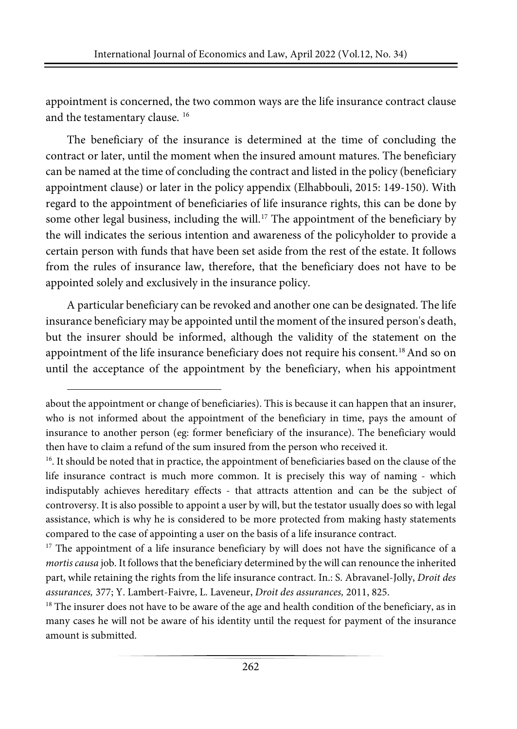appointment is concerned, the two common ways are the life insurance contract clause and the testamentary clause. [16]

The beneficiary of the insurance is determined at the time of concluding the contract or later, until the moment when the insured amount matures. The beneficiary can be named at the time of concluding the contract and listed in the policy (beneficiary appointment clause) or later in the policy appendix (Elhabbouli, 2015: 149-150). With regard to the appointment of beneficiaries of life insurance rights, this can be done by some other legal business, including the will.[17] The appointment of the beneficiary by the will indicates the serious intention and awareness of the policyholder to provide a certain person with funds that have been set aside from the rest of the estate. It follows from the rules of insurance law, therefore, that the beneficiary does not have to be appointed solely and exclusively in the insurance policy.

A particular beneficiary can be revoked and another one can be designated. The life insurance beneficiary may be appointed until the moment of the insured person's death, but the insurer should be informed, although the validity of the statement on the appointment of the life insurance beneficiary does not require his consent.[18] And so on until the acceptance of the appointment by the beneficiary, when his appointment

---

about the appointment or change of beneficiaries). This is because it can happen that an insurer, who is not informed about the appointment of the beneficiary in time, pays the amount of insurance to another person (eg: former beneficiary of the insurance). The beneficiary would then have to claim a refund of the sum insured from the person who received it.

[16]. It should be noted that in practice, the appointment of beneficiaries based on the clause of the life insurance contract is much more common. It is precisely this way of naming - which indisputably achieves hereditary effects - that attracts attention and can be the subject of controversy. It is also possible to appoint a user by will, but the testator usually does so with legal assistance, which is why he is considered to be more protected from making hasty statements compared to the case of appointing a user on the basis of a life insurance contract.

[17] The appointment of a life insurance beneficiary by will does not have the significance of a *mortis causa* job. It follows that the beneficiary determined by the will can renounce the inherited part, while retaining the rights from the life insurance contract. In.: S. Abravanel-Jolly, *Droit des assurances,* 377; Y. Lambert-Faivre, L. Laveneur, *Droit des assurances,* 2011, 825.

[18] The insurer does not have to be aware of the age and health condition of the beneficiary, as in many cases he will not be aware of his identity until the request for payment of the insurance amount is submitted.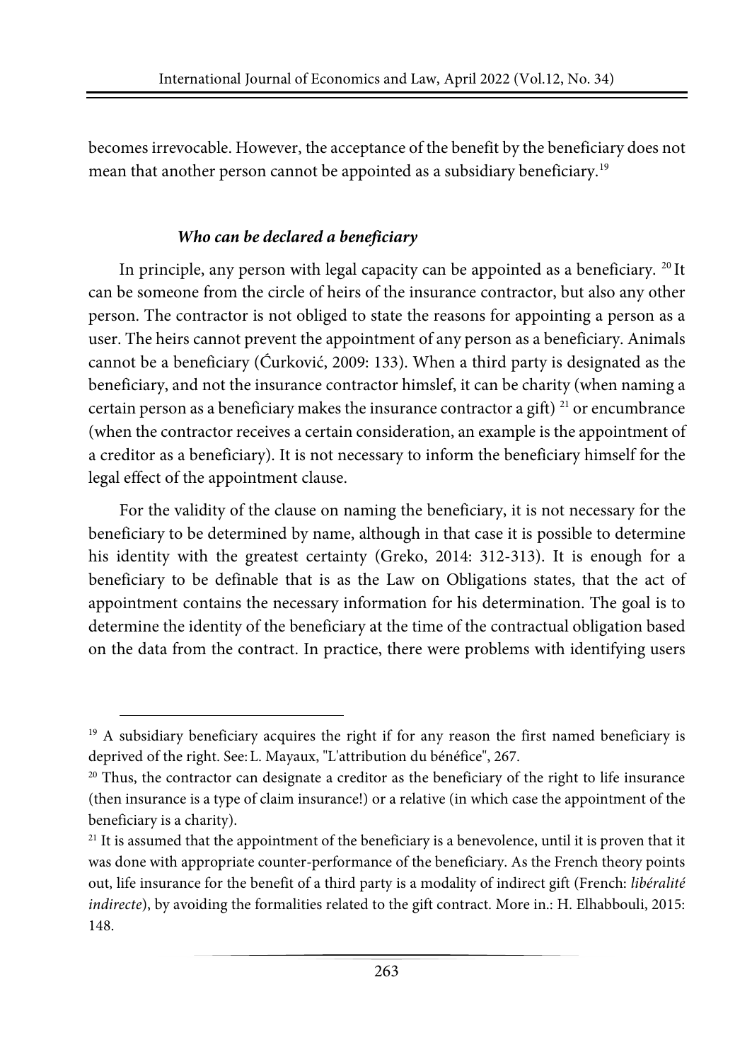becomes irrevocable. However, the acceptance of the benefit by the beneficiary does not mean that another person cannot be appointed as a subsidiary beneficiary.[19]

### *Who can be declared a beneficiary*

In principle, any person with legal capacity can be appointed as a beneficiary. [20] It can be someone from the circle of heirs of the insurance contractor, but also any other person. The contractor is not obliged to state the reasons for appointing a person as a user. The heirs cannot prevent the appointment of any person as a beneficiary. Animals cannot be a beneficiary (Ćurković, 2009: 133). When a third party is designated as the beneficiary, and not the insurance contractor himslef, it can be charity (when naming a certain person as a beneficiary makes the insurance contractor a gift) [21] or encumbrance (when the contractor receives a certain consideration, an example is the appointment of a creditor as a beneficiary). It is not necessary to inform the beneficiary himself for the legal effect of the appointment clause.

For the validity of the clause on naming the beneficiary, it is not necessary for the beneficiary to be determined by name, although in that case it is possible to determine his identity with the greatest certainty (Greko, 2014: 312-313). It is enough for a beneficiary to be definable that is as the Law on Obligations states, that the act of appointment contains the necessary information for his determination. The goal is to determine the identity of the beneficiary at the time of the contractual obligation based on the data from the contract. In practice, there were problems with identifying users

---

[19] A subsidiary beneficiary acquires the right if for any reason the first named beneficiary is deprived of the right. See: L. Mayaux, "L'attribution du bénéfice", 267.

[20] Thus, the contractor can designate a creditor as the beneficiary of the right to life insurance (then insurance is a type of claim insurance!) or a relative (in which case the appointment of the beneficiary is a charity).

[21] It is assumed that the appointment of the beneficiary is a benevolence, until it is proven that it was done with appropriate counter-performance of the beneficiary. As the French theory points out, life insurance for the benefit of a third party is a modality of indirect gift (French: *libéralité indirecte*), by avoiding the formalities related to the gift contract. More in.: H. Elhabbouli, 2015: 148.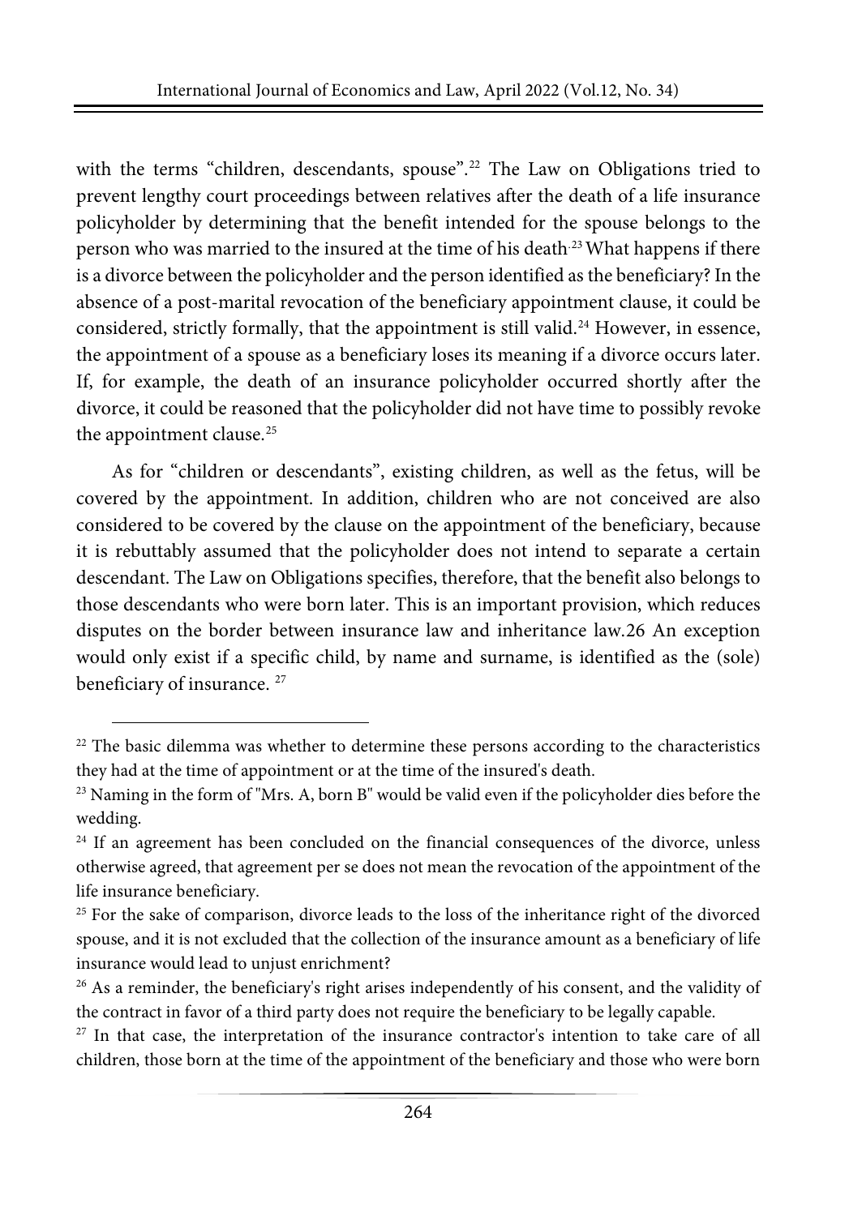with the terms "children, descendants, spouse".[22] The Law on Obligations tried to prevent lengthy court proceedings between relatives after the death of a life insurance policyholder by determining that the benefit intended for the spouse belongs to the person who was married to the insured at the time of his death.[23] What happens if there is a divorce between the policyholder and the person identified as the beneficiary? In the absence of a post-marital revocation of the beneficiary appointment clause, it could be considered, strictly formally, that the appointment is still valid.[24] However, in essence, the appointment of a spouse as a beneficiary loses its meaning if a divorce occurs later. If, for example, the death of an insurance policyholder occurred shortly after the divorce, it could be reasoned that the policyholder did not have time to possibly revoke the appointment clause.[25]

As for "children or descendants", existing children, as well as the fetus, will be covered by the appointment. In addition, children who are not conceived are also considered to be covered by the clause on the appointment of the beneficiary, because it is rebuttably assumed that the policyholder does not intend to separate a certain descendant. The Law on Obligations specifies, therefore, that the benefit also belongs to those descendants who were born later. This is an important provision, which reduces disputes on the border between insurance law and inheritance law.26 An exception would only exist if a specific child, by name and surname, is identified as the (sole) beneficiary of insurance. [27]

---

[22] The basic dilemma was whether to determine these persons according to the characteristics they had at the time of appointment or at the time of the insured's death.

[23] Naming in the form of "Mrs. A, born B" would be valid even if the policyholder dies before the wedding.

[24] If an agreement has been concluded on the financial consequences of the divorce, unless otherwise agreed, that agreement per se does not mean the revocation of the appointment of the life insurance beneficiary.

[25] For the sake of comparison, divorce leads to the loss of the inheritance right of the divorced spouse, and it is not excluded that the collection of the insurance amount as a beneficiary of life insurance would lead to unjust enrichment?

[26] As a reminder, the beneficiary's right arises independently of his consent, and the validity of the contract in favor of a third party does not require the beneficiary to be legally capable.

[27] In that case, the interpretation of the insurance contractor's intention to take care of all children, those born at the time of the appointment of the beneficiary and those who were born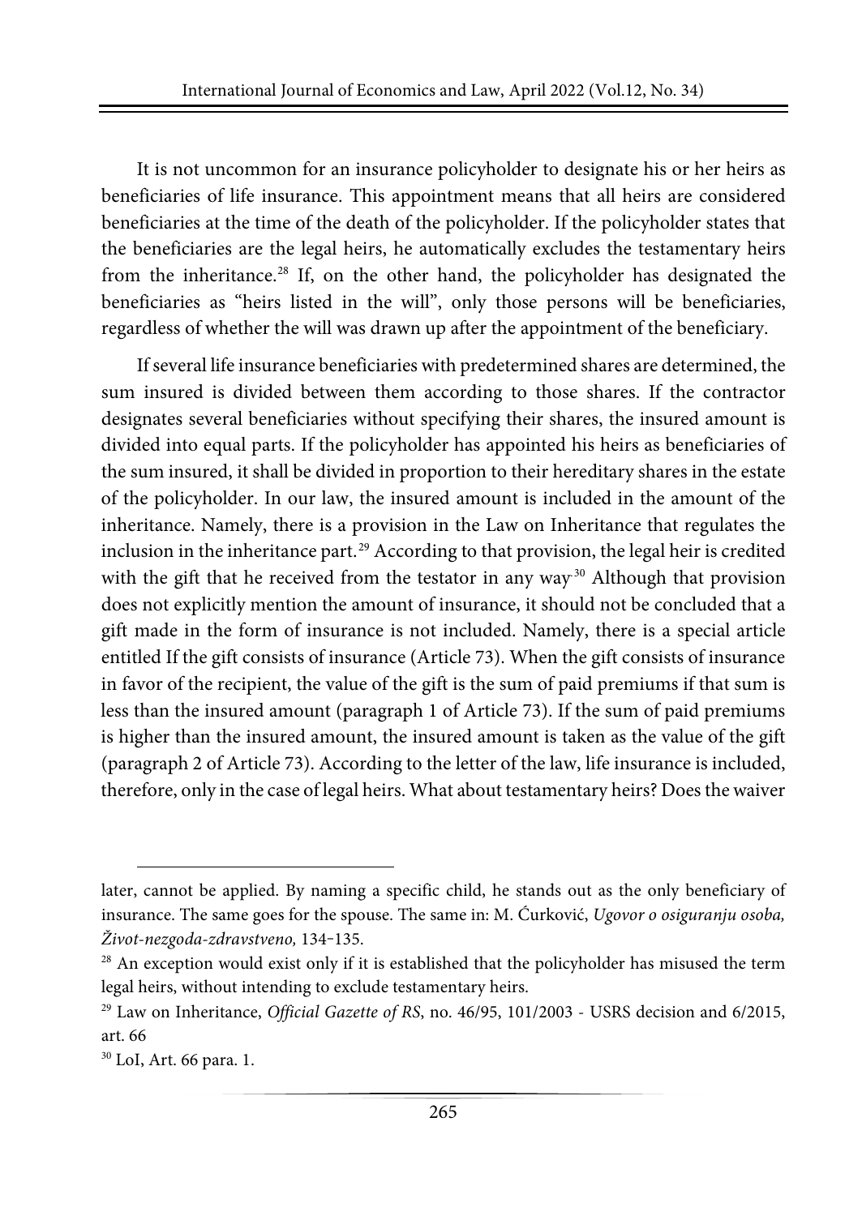It is not uncommon for an insurance policyholder to designate his or her heirs as beneficiaries of life insurance. This appointment means that all heirs are considered beneficiaries at the time of the death of the policyholder. If the policyholder states that the beneficiaries are the legal heirs, he automatically excludes the testamentary heirs from the inheritance.[28] If, on the other hand, the policyholder has designated the beneficiaries as "heirs listed in the will", only those persons will be beneficiaries, regardless of whether the will was drawn up after the appointment of the beneficiary.

If several life insurance beneficiaries with predetermined shares are determined, the sum insured is divided between them according to those shares. If the contractor designates several beneficiaries without specifying their shares, the insured amount is divided into equal parts. If the policyholder has appointed his heirs as beneficiaries of the sum insured, it shall be divided in proportion to their hereditary shares in the estate of the policyholder. In our law, the insured amount is included in the amount of the inheritance. Namely, there is a provision in the Law on Inheritance that regulates the inclusion in the inheritance part.[29] According to that provision, the legal heir is credited with the gift that he received from the testator in any way.[30] Although that provision does not explicitly mention the amount of insurance, it should not be concluded that a gift made in the form of insurance is not included. Namely, there is a special article entitled If the gift consists of insurance (Article 73). When the gift consists of insurance in favor of the recipient, the value of the gift is the sum of paid premiums if that sum is less than the insured amount (paragraph 1 of Article 73). If the sum of paid premiums is higher than the insured amount, the insured amount is taken as the value of the gift (paragraph 2 of Article 73). According to the letter of the law, life insurance is included, therefore, only in the case of legal heirs. What about testamentary heirs? Does the waiver

---

later, cannot be applied. By naming a specific child, he stands out as the only beneficiary of insurance. The same goes for the spouse. The same in: M. Ćurković, *Ugovor o osiguranju osoba, Život-nezgoda-zdravstveno,* 134-135.

[28] An exception would exist only if it is established that the policyholder has misused the term legal heirs, without intending to exclude testamentary heirs.

[29] Law on Inheritance, *Official Gazette of RS*, no. 46/95, 101/2003 - USRS decision and 6/2015, art. 66

[30] LoI, Art. 66 para. 1.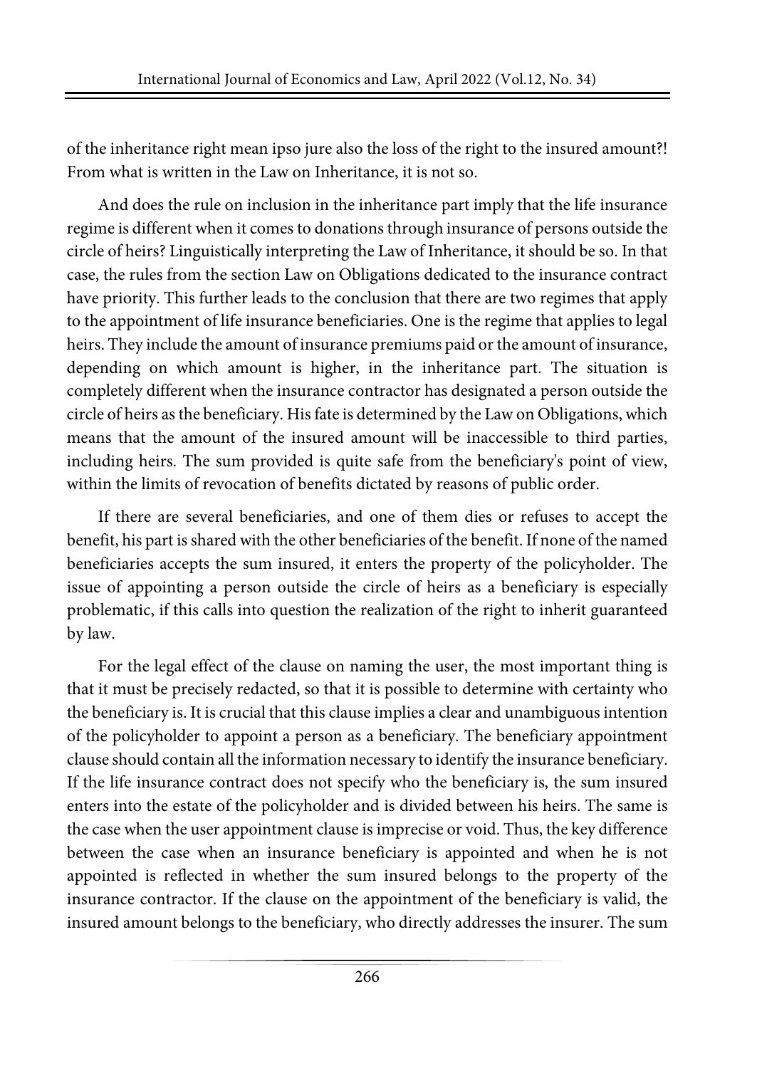of the inheritance right mean ipso jure also the loss of the right to the insured amount?! From what is written in the Law on Inheritance, it is not so.

And does the rule on inclusion in the inheritance part imply that the life insurance regime is different when it comes to donations through insurance of persons outside the circle of heirs? Linguistically interpreting the Law of Inheritance, it should be so. In that case, the rules from the section Law on Obligations dedicated to the insurance contract have priority. This further leads to the conclusion that there are two regimes that apply to the appointment of life insurance beneficiaries. One is the regime that applies to legal heirs. They include the amount of insurance premiums paid or the amount of insurance, depending on which amount is higher, in the inheritance part. The situation is completely different when the insurance contractor has designated a person outside the circle of heirs as the beneficiary. His fate is determined by the Law on Obligations, which means that the amount of the insured amount will be inaccessible to third parties, including heirs. The sum provided is quite safe from the beneficiary's point of view, within the limits of revocation of benefits dictated by reasons of public order.

If there are several beneficiaries, and one of them dies or refuses to accept the benefit, his part is shared with the other beneficiaries of the benefit. If none of the named beneficiaries accepts the sum insured, it enters the property of the policyholder. The issue of appointing a person outside the circle of heirs as a beneficiary is especially problematic, if this calls into question the realization of the right to inherit guaranteed by law.

For the legal effect of the clause on naming the user, the most important thing is that it must be precisely redacted, so that it is possible to determine with certainty who the beneficiary is. It is crucial that this clause implies a clear and unambiguous intention of the policyholder to appoint a person as a beneficiary. The beneficiary appointment clause should contain all the information necessary to identify the insurance beneficiary. If the life insurance contract does not specify who the beneficiary is, the sum insured enters into the estate of the policyholder and is divided between his heirs. The same is the case when the user appointment clause is imprecise or void. Thus, the key difference between the case when an insurance beneficiary is appointed and when he is not appointed is reflected in whether the sum insured belongs to the property of the insurance contractor. If the clause on the appointment of the beneficiary is valid, the insured amount belongs to the beneficiary, who directly addresses the insurer. The sum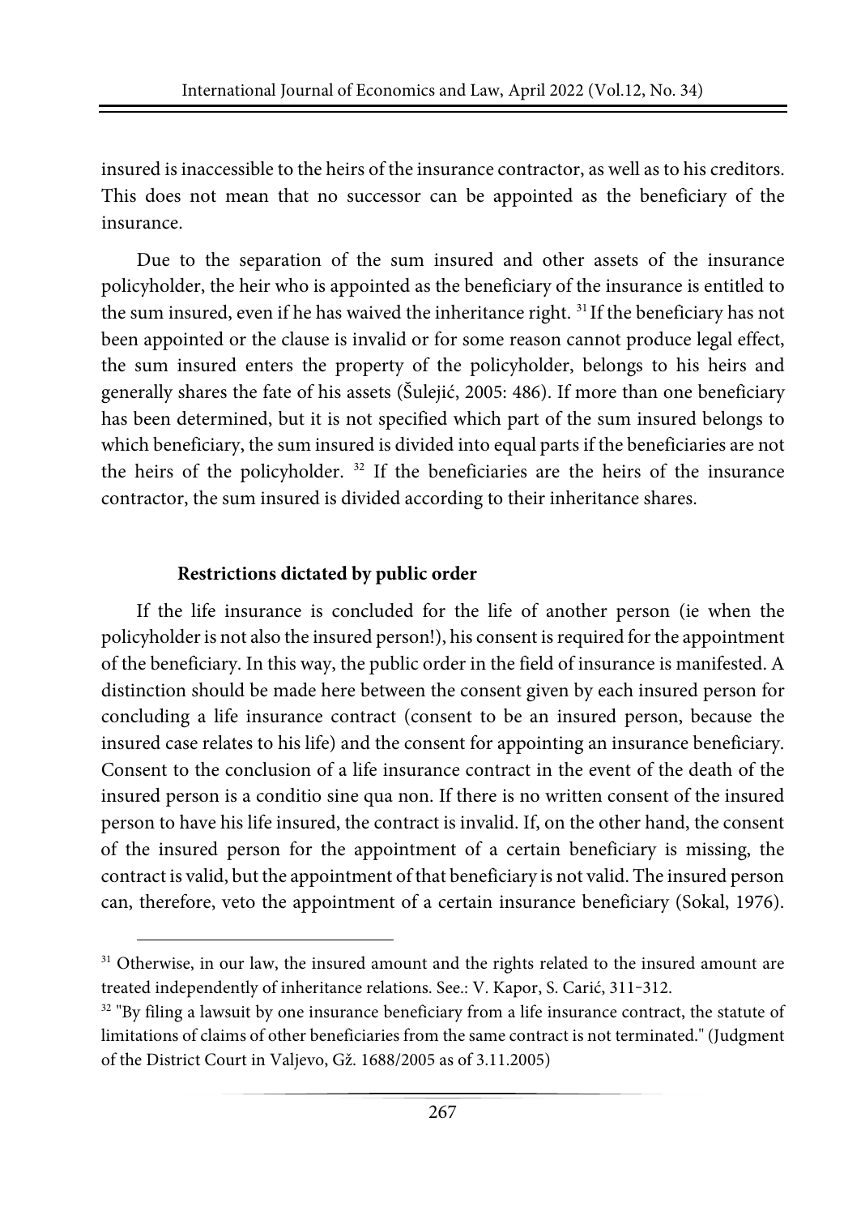insured is inaccessible to the heirs of the insurance contractor, as well as to his creditors. This does not mean that no successor can be appointed as the beneficiary of the insurance.

Due to the separation of the sum insured and other assets of the insurance policyholder, the heir who is appointed as the beneficiary of the insurance is entitled to the sum insured, even if he has waived the inheritance right. [31] If the beneficiary has not been appointed or the clause is invalid or for some reason cannot produce legal effect, the sum insured enters the property of the policyholder, belongs to his heirs and generally shares the fate of his assets (Šulejić, 2005: 486). If more than one beneficiary has been determined, but it is not specified which part of the sum insured belongs to which beneficiary, the sum insured is divided into equal parts if the beneficiaries are not the heirs of the policyholder. [32] If the beneficiaries are the heirs of the insurance contractor, the sum insured is divided according to their inheritance shares.

### Restrictions dictated by public order

If the life insurance is concluded for the life of another person (ie when the policyholder is not also the insured person!), his consent is required for the appointment of the beneficiary. In this way, the public order in the field of insurance is manifested. A distinction should be made here between the consent given by each insured person for concluding a life insurance contract (consent to be an insured person, because the insured case relates to his life) and the consent for appointing an insurance beneficiary. Consent to the conclusion of a life insurance contract in the event of the death of the insured person is a conditio sine qua non. If there is no written consent of the insured person to have his life insured, the contract is invalid. If, on the other hand, the consent of the insured person for the appointment of a certain beneficiary is missing, the contract is valid, but the appointment of that beneficiary is not valid. The insured person can, therefore, veto the appointment of a certain insurance beneficiary (Sokal, 1976).

---

[31] Otherwise, in our law, the insured amount and the rights related to the insured amount are treated independently of inheritance relations. See.: V. Kapor, S. Carić, 311-312.

[32] "By filing a lawsuit by one insurance beneficiary from a life insurance contract, the statute of limitations of claims of other beneficiaries from the same contract is not terminated." (Judgment of the District Court in Valjevo, Gž. 1688/2005 as of 3.11.2005)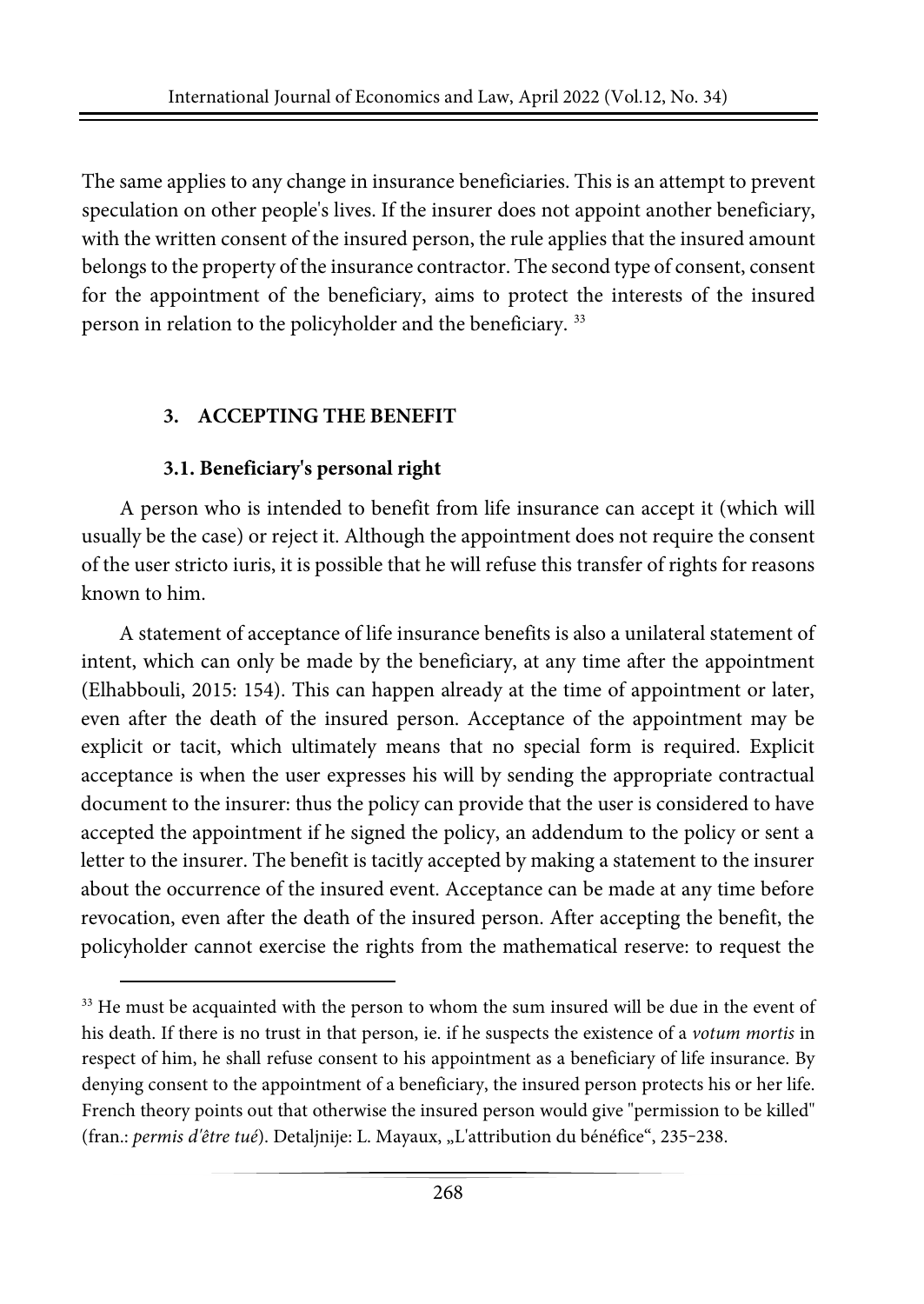The same applies to any change in insurance beneficiaries. This is an attempt to prevent speculation on other people's lives. If the insurer does not appoint another beneficiary, with the written consent of the insured person, the rule applies that the insured amount belongs to the property of the insurance contractor. The second type of consent, consent for the appointment of the beneficiary, aims to protect the interests of the insured person in relation to the policyholder and the beneficiary. [33]

## 3. ACCEPTING THE BENEFIT

### 3.1. Beneficiary's personal right

A person who is intended to benefit from life insurance can accept it (which will usually be the case) or reject it. Although the appointment does not require the consent of the user stricto iuris, it is possible that he will refuse this transfer of rights for reasons known to him.

A statement of acceptance of life insurance benefits is also a unilateral statement of intent, which can only be made by the beneficiary, at any time after the appointment (Elhabbouli, 2015: 154). This can happen already at the time of appointment or later, even after the death of the insured person. Acceptance of the appointment may be explicit or tacit, which ultimately means that no special form is required. Explicit acceptance is when the user expresses his will by sending the appropriate contractual document to the insurer: thus the policy can provide that the user is considered to have accepted the appointment if he signed the policy, an addendum to the policy or sent a letter to the insurer. The benefit is tacitly accepted by making a statement to the insurer about the occurrence of the insured event. Acceptance can be made at any time before revocation, even after the death of the insured person. After accepting the benefit, the policyholder cannot exercise the rights from the mathematical reserve: to request the

---

[33] He must be acquainted with the person to whom the sum insured will be due in the event of his death. If there is no trust in that person, ie. if he suspects the existence of a *votum mortis* in respect of him, he shall refuse consent to his appointment as a beneficiary of life insurance. By denying consent to the appointment of a beneficiary, the insured person protects his or her life. French theory points out that otherwise the insured person would give "permission to be killed" (fran.: *permis d'être tué*). Detaljnije: L. Mayaux, „L'attribution du bénéfice“, 235-238.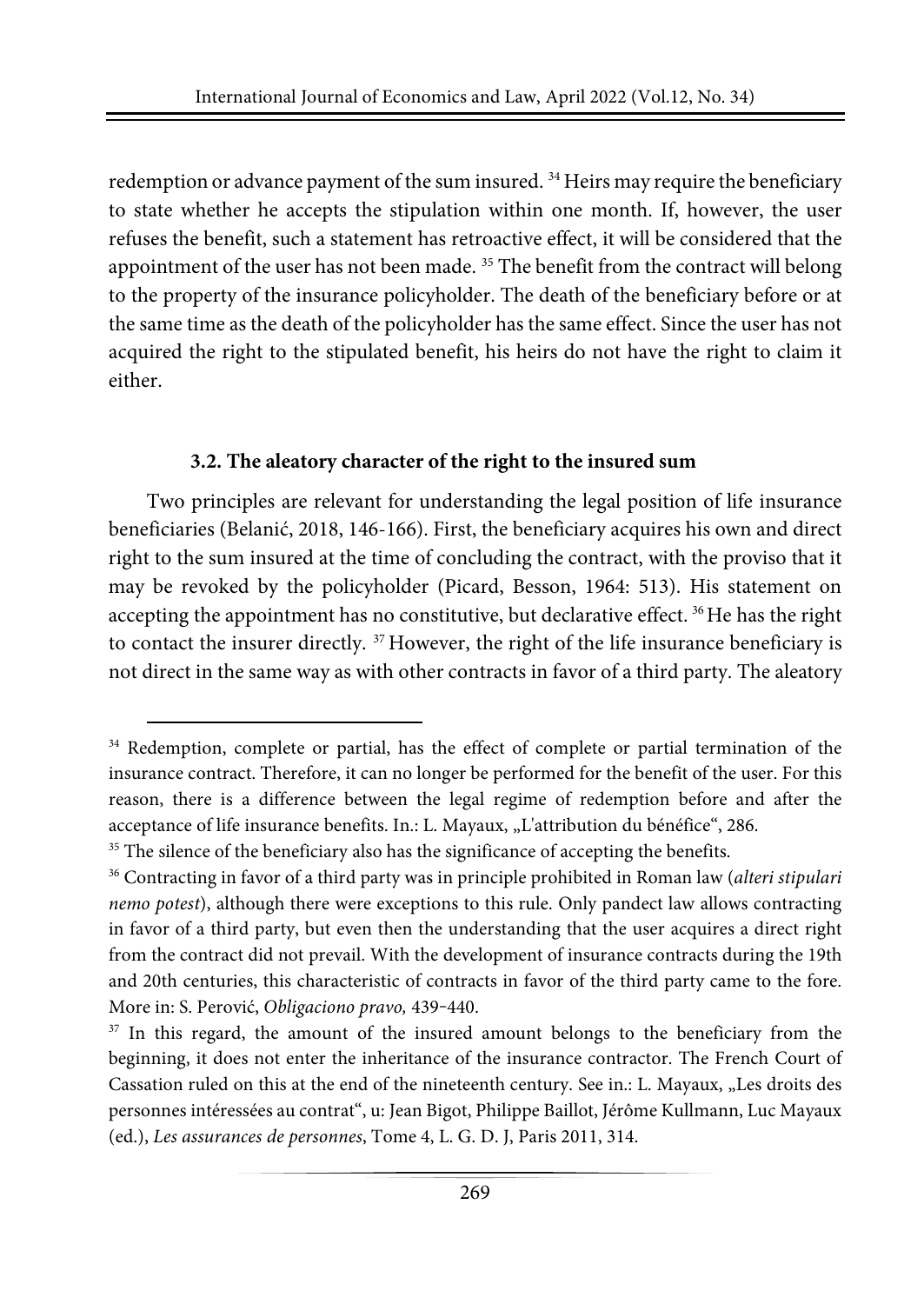redemption or advance payment of the sum insured. [34] Heirs may require the beneficiary to state whether he accepts the stipulation within one month. If, however, the user refuses the benefit, such a statement has retroactive effect, it will be considered that the appointment of the user has not been made. [35] The benefit from the contract will belong to the property of the insurance policyholder. The death of the beneficiary before or at the same time as the death of the policyholder has the same effect. Since the user has not acquired the right to the stipulated benefit, his heirs do not have the right to claim it either.

### 3.2. The aleatory character of the right to the insured sum

Two principles are relevant for understanding the legal position of life insurance beneficiaries (Belanić, 2018, 146-166). First, the beneficiary acquires his own and direct right to the sum insured at the time of concluding the contract, with the proviso that it may be revoked by the policyholder (Picard, Besson, 1964: 513). His statement on accepting the appointment has no constitutive, but declarative effect. [36] He has the right to contact the insurer directly. [37] However, the right of the life insurance beneficiary is not direct in the same way as with other contracts in favor of a third party. The aleatory

---

[34] Redemption, complete or partial, has the effect of complete or partial termination of the insurance contract. Therefore, it can no longer be performed for the benefit of the user. For this reason, there is a difference between the legal regime of redemption before and after the acceptance of life insurance benefits. In.: L. Mayaux, „L'attribution du bénéfice", 286.

[35] The silence of the beneficiary also has the significance of accepting the benefits.

[36] Contracting in favor of a third party was in principle prohibited in Roman law (*alteri stipulari nemo potest*), although there were exceptions to this rule. Only pandect law allows contracting in favor of a third party, but even then the understanding that the user acquires a direct right from the contract did not prevail. With the development of insurance contracts during the 19th and 20th centuries, this characteristic of contracts in favor of the third party came to the fore. More in: S. Perović, *Obligaciono pravo,* 439-440.

[37] In this regard, the amount of the insured amount belongs to the beneficiary from the beginning, it does not enter the inheritance of the insurance contractor. The French Court of Cassation ruled on this at the end of the nineteenth century. See in.: L. Mayaux, „Les droits des personnes intéressées au contrat", u: Jean Bigot, Philippe Baillot, Jérôme Kullmann, Luc Mayaux (ed.), *Les assurances de personnes*, Tome 4, L. G. D. J, Paris 2011, 314.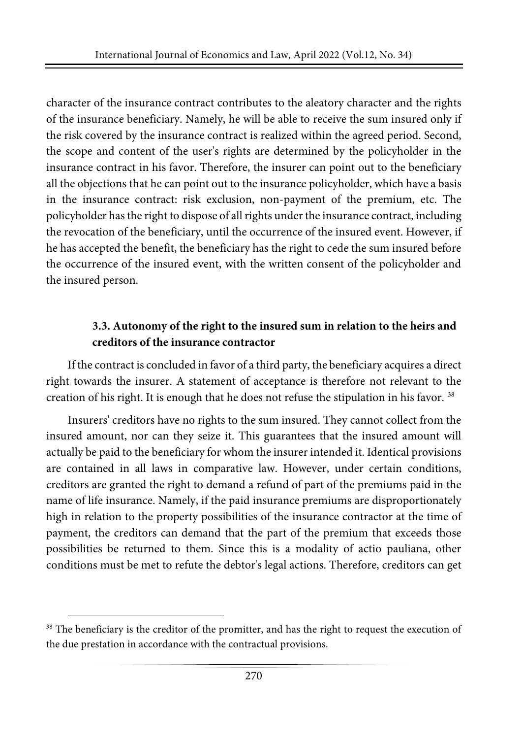character of the insurance contract contributes to the aleatory character and the rights of the insurance beneficiary. Namely, he will be able to receive the sum insured only if the risk covered by the insurance contract is realized within the agreed period. Second, the scope and content of the user's rights are determined by the policyholder in the insurance contract in his favor. Therefore, the insurer can point out to the beneficiary all the objections that he can point out to the insurance policyholder, which have a basis in the insurance contract: risk exclusion, non-payment of the premium, etc. The policyholder has the right to dispose of all rights under the insurance contract, including the revocation of the beneficiary, until the occurrence of the insured event. However, if he has accepted the benefit, the beneficiary has the right to cede the sum insured before the occurrence of the insured event, with the written consent of the policyholder and the insured person.

### 3.3. Autonomy of the right to the insured sum in relation to the heirs and creditors of the insurance contractor

If the contract is concluded in favor of a third party, the beneficiary acquires a direct right towards the insurer. A statement of acceptance is therefore not relevant to the creation of his right. It is enough that he does not refuse the stipulation in his favor. [38]

Insurers' creditors have no rights to the sum insured. They cannot collect from the insured amount, nor can they seize it. This guarantees that the insured amount will actually be paid to the beneficiary for whom the insurer intended it. Identical provisions are contained in all laws in comparative law. However, under certain conditions, creditors are granted the right to demand a refund of part of the premiums paid in the name of life insurance. Namely, if the paid insurance premiums are disproportionately high in relation to the property possibilities of the insurance contractor at the time of payment, the creditors can demand that the part of the premium that exceeds those possibilities be returned to them. Since this is a modality of actio pauliana, other conditions must be met to refute the debtor's legal actions. Therefore, creditors can get

[38] The beneficiary is the creditor of the promitter, and has the right to request the execution of the due prestation in accordance with the contractual provisions.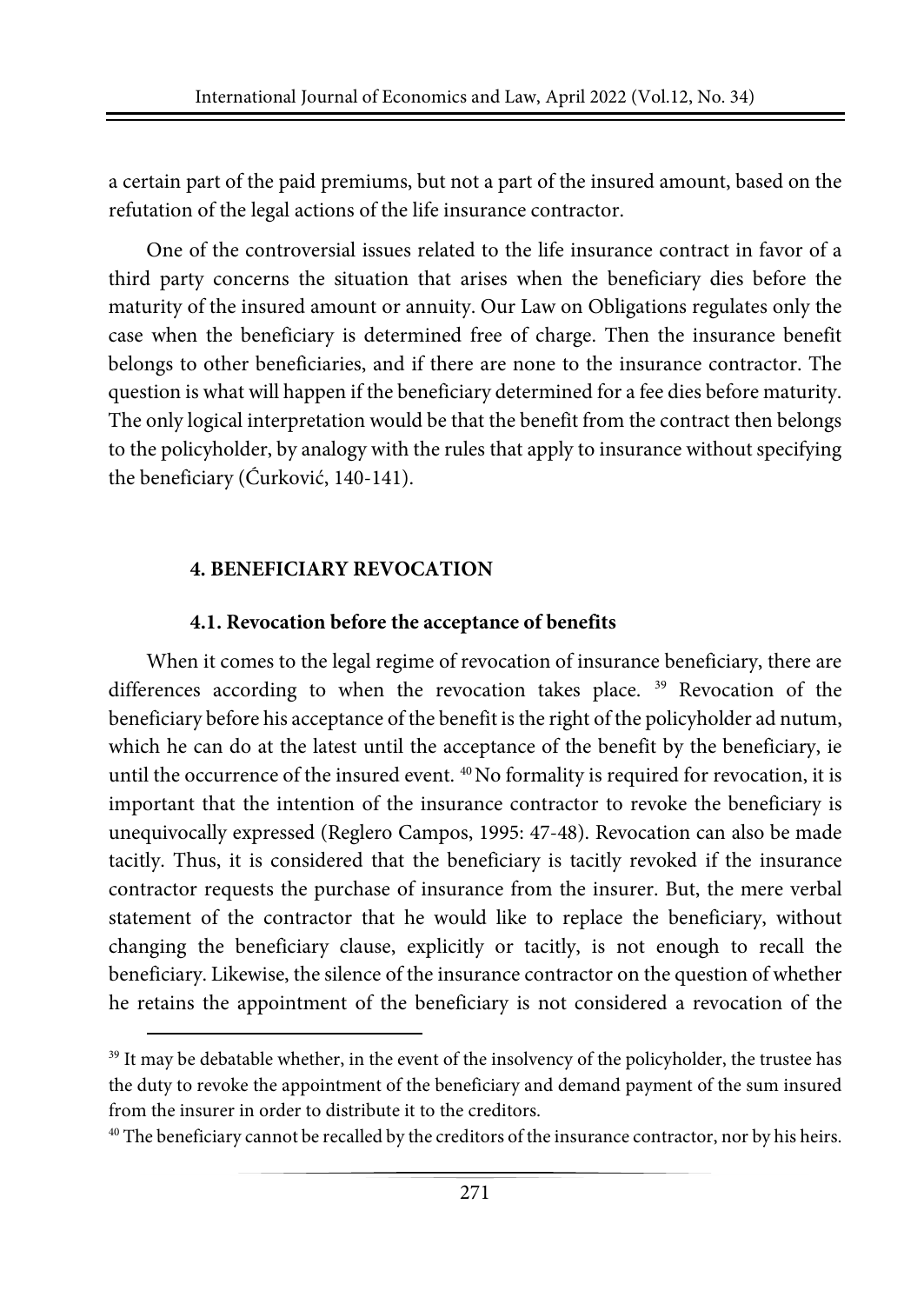a certain part of the paid premiums, but not a part of the insured amount, based on the refutation of the legal actions of the life insurance contractor.

One of the controversial issues related to the life insurance contract in favor of a third party concerns the situation that arises when the beneficiary dies before the maturity of the insured amount or annuity. Our Law on Obligations regulates only the case when the beneficiary is determined free of charge. Then the insurance benefit belongs to other beneficiaries, and if there are none to the insurance contractor. The question is what will happen if the beneficiary determined for a fee dies before maturity. The only logical interpretation would be that the benefit from the contract then belongs to the policyholder, by analogy with the rules that apply to insurance without specifying the beneficiary (Ćurković, 140-141).

## 4. BENEFICIARY REVOCATION

### 4.1. Revocation before the acceptance of benefits

When it comes to the legal regime of revocation of insurance beneficiary, there are differences according to when the revocation takes place. [39] Revocation of the beneficiary before his acceptance of the benefit is the right of the policyholder ad nutum, which he can do at the latest until the acceptance of the benefit by the beneficiary, ie until the occurrence of the insured event. [40] No formality is required for revocation, it is important that the intention of the insurance contractor to revoke the beneficiary is unequivocally expressed (Reglero Campos, 1995: 47-48). Revocation can also be made tacitly. Thus, it is considered that the beneficiary is tacitly revoked if the insurance contractor requests the purchase of insurance from the insurer. But, the mere verbal statement of the contractor that he would like to replace the beneficiary, without changing the beneficiary clause, explicitly or tacitly, is not enough to recall the beneficiary. Likewise, the silence of the insurance contractor on the question of whether he retains the appointment of the beneficiary is not considered a revocation of the

---

[39] It may be debatable whether, in the event of the insolvency of the policyholder, the trustee has the duty to revoke the appointment of the beneficiary and demand payment of the sum insured from the insurer in order to distribute it to the creditors.

[40] The beneficiary cannot be recalled by the creditors of the insurance contractor, nor by his heirs.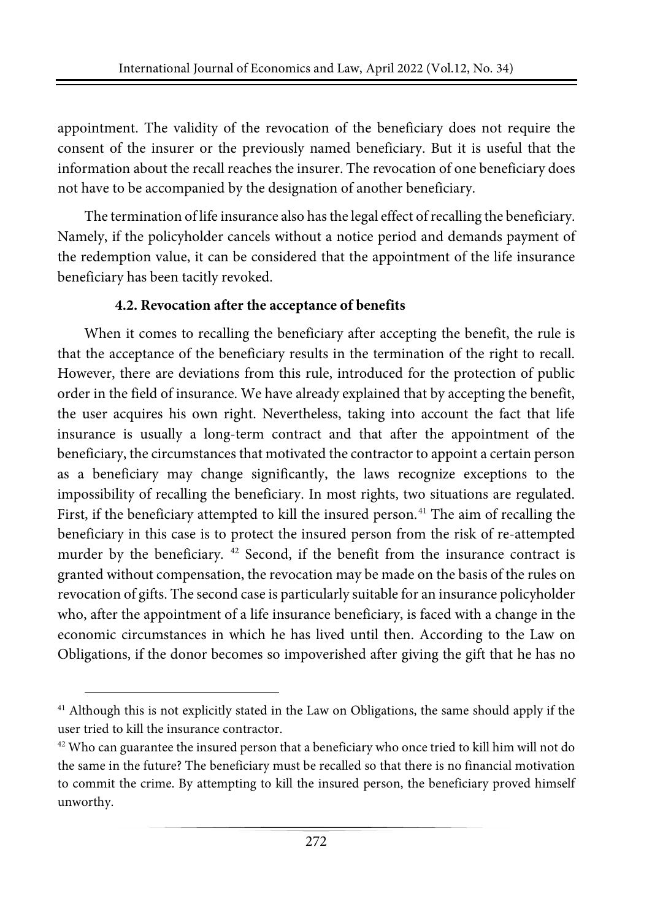appointment. The validity of the revocation of the beneficiary does not require the consent of the insurer or the previously named beneficiary. But it is useful that the information about the recall reaches the insurer. The revocation of one beneficiary does not have to be accompanied by the designation of another beneficiary.

The termination of life insurance also has the legal effect of recalling the beneficiary. Namely, if the policyholder cancels without a notice period and demands payment of the redemption value, it can be considered that the appointment of the life insurance beneficiary has been tacitly revoked.

### 4.2. Revocation after the acceptance of benefits

When it comes to recalling the beneficiary after accepting the benefit, the rule is that the acceptance of the beneficiary results in the termination of the right to recall. However, there are deviations from this rule, introduced for the protection of public order in the field of insurance. We have already explained that by accepting the benefit, the user acquires his own right. Nevertheless, taking into account the fact that life insurance is usually a long-term contract and that after the appointment of the beneficiary, the circumstances that motivated the contractor to appoint a certain person as a beneficiary may change significantly, the laws recognize exceptions to the impossibility of recalling the beneficiary. In most rights, two situations are regulated. First, if the beneficiary attempted to kill the insured person.[41] The aim of recalling the beneficiary in this case is to protect the insured person from the risk of re-attempted murder by the beneficiary. [42] Second, if the benefit from the insurance contract is granted without compensation, the revocation may be made on the basis of the rules on revocation of gifts. The second case is particularly suitable for an insurance policyholder who, after the appointment of a life insurance beneficiary, is faced with a change in the economic circumstances in which he has lived until then. According to the Law on Obligations, if the donor becomes so impoverished after giving the gift that he has no

---

[41] Although this is not explicitly stated in the Law on Obligations, the same should apply if the user tried to kill the insurance contractor.

[42] Who can guarantee the insured person that a beneficiary who once tried to kill him will not do the same in the future? The beneficiary must be recalled so that there is no financial motivation to commit the crime. By attempting to kill the insured person, the beneficiary proved himself unworthy.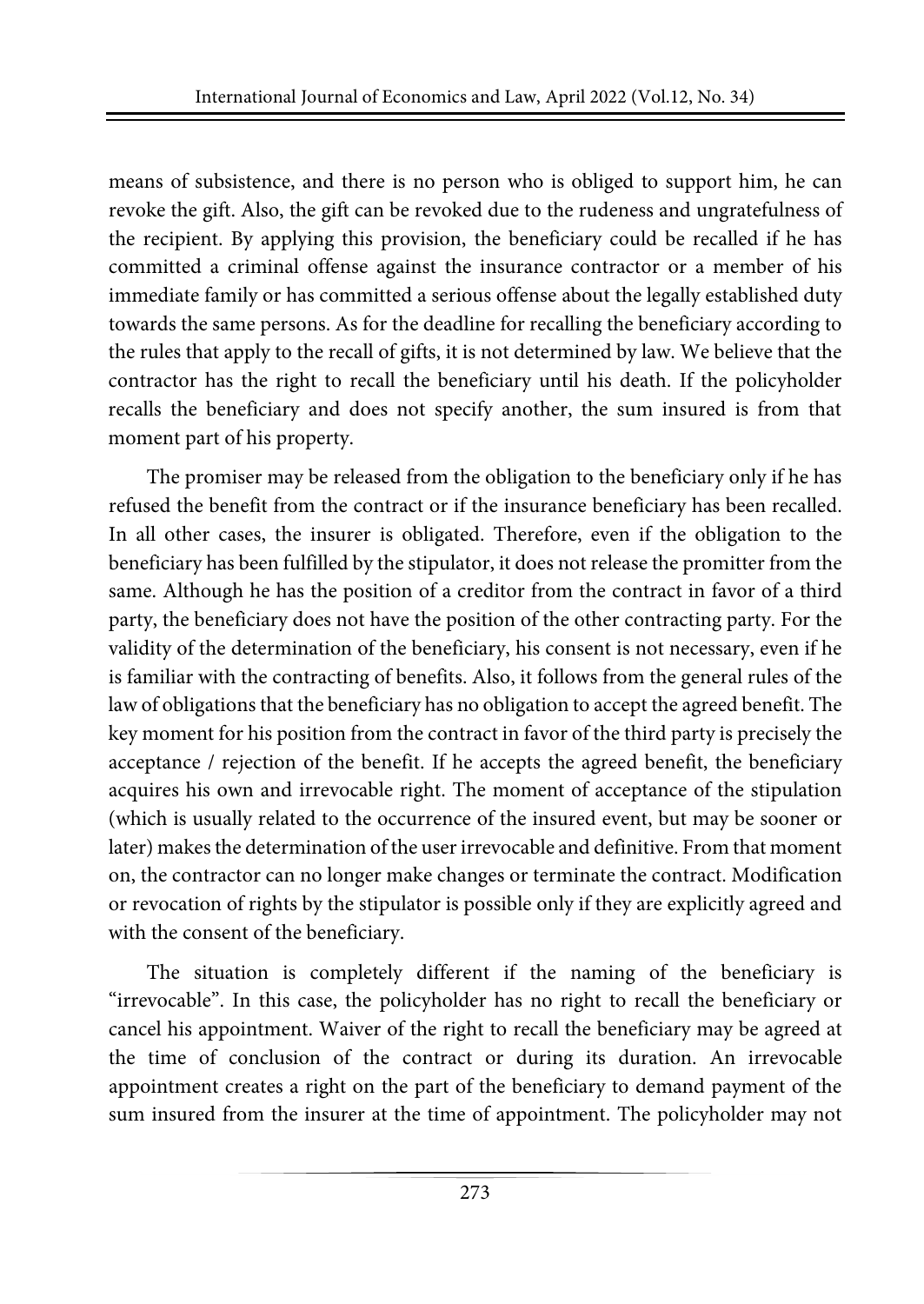means of subsistence, and there is no person who is obliged to support him, he can revoke the gift. Also, the gift can be revoked due to the rudeness and ungratefulness of the recipient. By applying this provision, the beneficiary could be recalled if he has committed a criminal offense against the insurance contractor or a member of his immediate family or has committed a serious offense about the legally established duty towards the same persons. As for the deadline for recalling the beneficiary according to the rules that apply to the recall of gifts, it is not determined by law. We believe that the contractor has the right to recall the beneficiary until his death. If the policyholder recalls the beneficiary and does not specify another, the sum insured is from that moment part of his property.

The promiser may be released from the obligation to the beneficiary only if he has refused the benefit from the contract or if the insurance beneficiary has been recalled. In all other cases, the insurer is obligated. Therefore, even if the obligation to the beneficiary has been fulfilled by the stipulator, it does not release the promitter from the same. Although he has the position of a creditor from the contract in favor of a third party, the beneficiary does not have the position of the other contracting party. For the validity of the determination of the beneficiary, his consent is not necessary, even if he is familiar with the contracting of benefits. Also, it follows from the general rules of the law of obligations that the beneficiary has no obligation to accept the agreed benefit. The key moment for his position from the contract in favor of the third party is precisely the acceptance / rejection of the benefit. If he accepts the agreed benefit, the beneficiary acquires his own and irrevocable right. The moment of acceptance of the stipulation (which is usually related to the occurrence of the insured event, but may be sooner or later) makes the determination of the user irrevocable and definitive. From that moment on, the contractor can no longer make changes or terminate the contract. Modification or revocation of rights by the stipulator is possible only if they are explicitly agreed and with the consent of the beneficiary.

The situation is completely different if the naming of the beneficiary is "irrevocable". In this case, the policyholder has no right to recall the beneficiary or cancel his appointment. Waiver of the right to recall the beneficiary may be agreed at the time of conclusion of the contract or during its duration. An irrevocable appointment creates a right on the part of the beneficiary to demand payment of the sum insured from the insurer at the time of appointment. The policyholder may not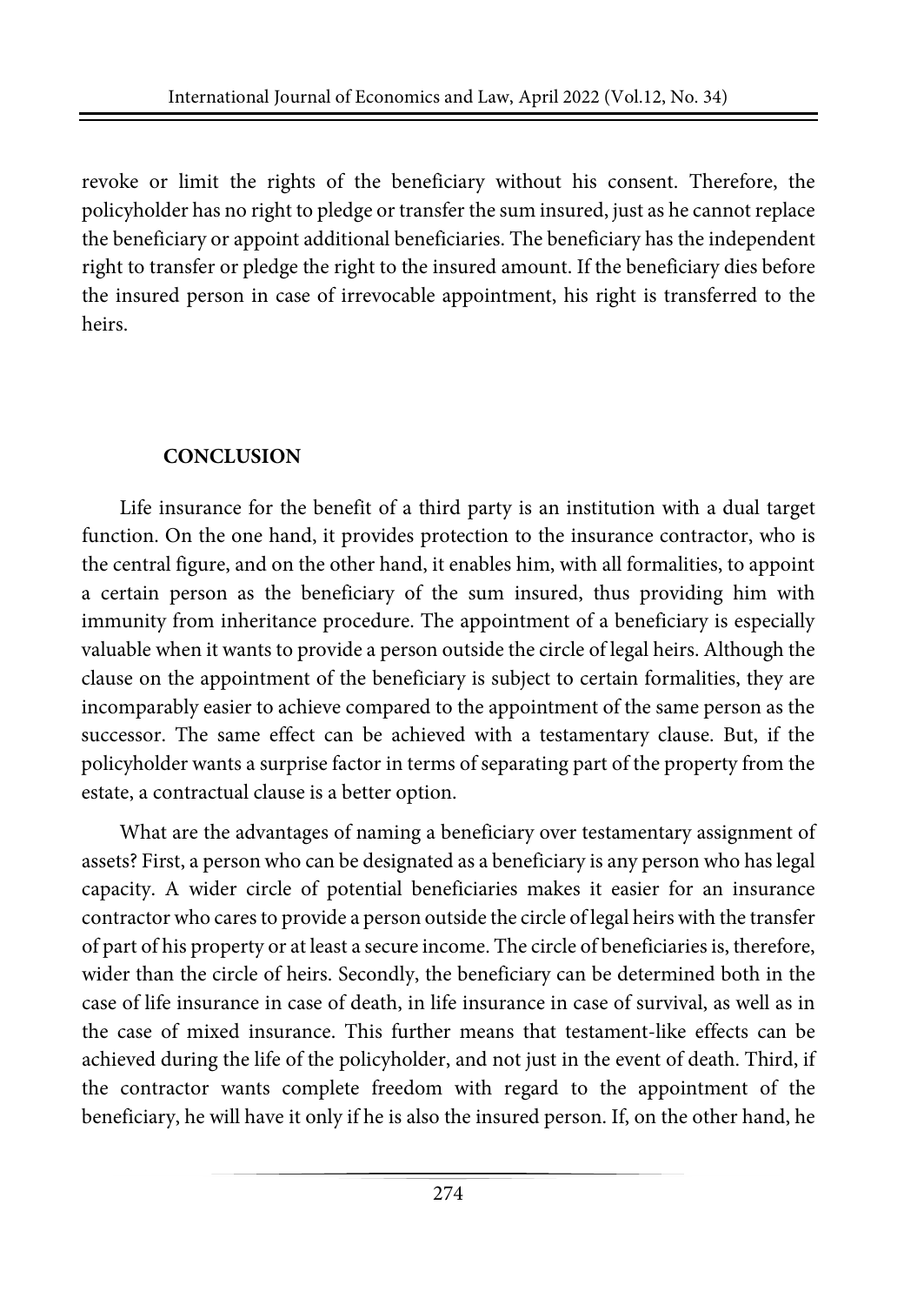revoke or limit the rights of the beneficiary without his consent. Therefore, the policyholder has no right to pledge or transfer the sum insured, just as he cannot replace the beneficiary or appoint additional beneficiaries. The beneficiary has the independent right to transfer or pledge the right to the insured amount. If the beneficiary dies before the insured person in case of irrevocable appointment, his right is transferred to the heirs.

## CONCLUSION

Life insurance for the benefit of a third party is an institution with a dual target function. On the one hand, it provides protection to the insurance contractor, who is the central figure, and on the other hand, it enables him, with all formalities, to appoint a certain person as the beneficiary of the sum insured, thus providing him with immunity from inheritance procedure. The appointment of a beneficiary is especially valuable when it wants to provide a person outside the circle of legal heirs. Although the clause on the appointment of the beneficiary is subject to certain formalities, they are incomparably easier to achieve compared to the appointment of the same person as the successor. The same effect can be achieved with a testamentary clause. But, if the policyholder wants a surprise factor in terms of separating part of the property from the estate, a contractual clause is a better option.

What are the advantages of naming a beneficiary over testamentary assignment of assets? First, a person who can be designated as a beneficiary is any person who has legal capacity. A wider circle of potential beneficiaries makes it easier for an insurance contractor who cares to provide a person outside the circle of legal heirs with the transfer of part of his property or at least a secure income. The circle of beneficiaries is, therefore, wider than the circle of heirs. Secondly, the beneficiary can be determined both in the case of life insurance in case of death, in life insurance in case of survival, as well as in the case of mixed insurance. This further means that testament-like effects can be achieved during the life of the policyholder, and not just in the event of death. Third, if the contractor wants complete freedom with regard to the appointment of the beneficiary, he will have it only if he is also the insured person. If, on the other hand, he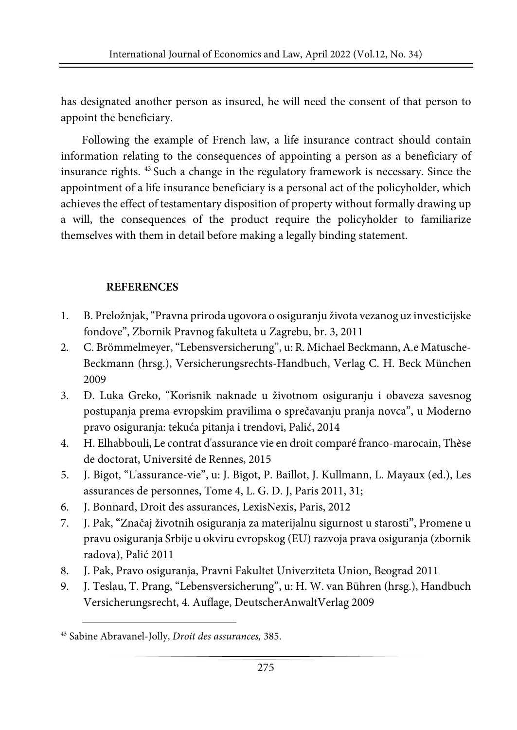has designated another person as insured, he will need the consent of that person to appoint the beneficiary.

Following the example of French law, a life insurance contract should contain information relating to the consequences of appointing a person as a beneficiary of insurance rights. [43] Such a change in the regulatory framework is necessary. Since the appointment of a life insurance beneficiary is a personal act of the policyholder, which achieves the effect of testamentary disposition of property without formally drawing up a will, the consequences of the product require the policyholder to familiarize themselves with them in detail before making a legally binding statement.

## REFERENCES

1. B. Preložnjak, "Pravna priroda ugovora o osiguranju života vezanog uz investicijske fondove", Zbornik Pravnog fakulteta u Zagrebu, br. 3, 2011
2. C. Brömmelmeyer, "Lebensversicherung", u: R. Michael Beckmann, A.e Matusche-Beckmann (hrsg.), Versicherungsrechts-Handbuch, Verlag C. H. Beck München 2009
3. Đ. Luka Greko, "Korisnik naknade u životnom osiguranju i obaveza savesnog postupanja prema evropskim pravilima o sprečavanju pranja novca", u Moderno pravo osiguranja: tekuća pitanja i trendovi, Palić, 2014
4. H. Elhabbouli, Le contrat d'assurance vie en droit comparé franco-marocain, Thèse de doctorat, Université de Rennes, 2015
5. J. Bigot, "L'assurance-vie", u: J. Bigot, P. Baillot, J. Kullmann, L. Mayaux (ed.), Les assurances de personnes, Tome 4, L. G. D. J, Paris 2011, 31;
6. J. Bonnard, Droit des assurances, LexisNexis, Paris, 2012
7. J. Pak, "Značaj životnih osiguranja za materijalnu sigurnost u starosti", Promene u pravu osiguranja Srbije u okviru evropskog (EU) razvoja prava osiguranja (zbornik radova), Palić 2011
8. J. Pak, Pravo osiguranja, Pravni Fakultet Univerziteta Union, Beograd 2011
9. J. Teslau, T. Prang, "Lebensversicherung", u: H. W. van Bühren (hrsg.), Handbuch Versicherungsrecht, 4. Auflage, DeutscherAnwaltVerlag 2009

[43] Sabine Abravanel-Jolly, *Droit des assurances,* 385.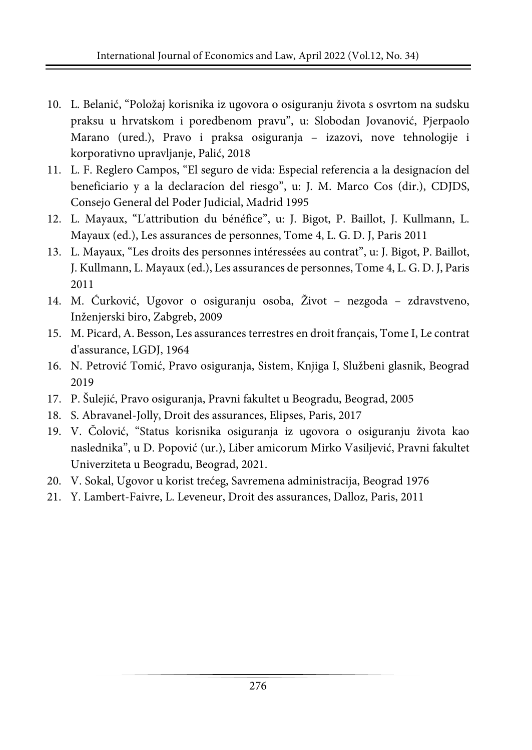10. L. Belanić, "Položaj korisnika iz ugovora o osiguranju života s osvrtom na sudsku praksu u hrvatskom i poredbenom pravu", u: Slobodan Jovanović, Pjerpaolo Marano (ured.), Pravo i praksa osiguranja – izazovi, nove tehnologije i korporativno upravljanje, Palić, 2018
11. L. F. Reglero Campos, "El seguro de vida: Especial referencia a la designacíon del beneficiario y a la declaracíon del riesgo", u: J. M. Marco Cos (dir.), CDJDS, Consejo General del Poder Judicial, Madrid 1995
12. L. Mayaux, "L'attribution du bénéfice", u: J. Bigot, P. Baillot, J. Kullmann, L. Mayaux (ed.), Les assurances de personnes, Tome 4, L. G. D. J, Paris 2011
13. L. Mayaux, "Les droits des personnes intéressées au contrat", u: J. Bigot, P. Baillot, J. Kullmann, L. Mayaux (ed.), Les assurances de personnes, Tome 4, L. G. D. J, Paris 2011
14. M. Ćurković, Ugovor o osiguranju osoba, Život – nezgoda – zdravstveno, Inženjerski biro, Zabgreb, 2009
15. M. Picard, A. Besson, Les assurances terrestres en droit français, Tome I, Le contrat d'assurance, LGDJ, 1964
16. N. Petrović Tomić, Pravo osiguranja, Sistem, Knjiga I, Službeni glasnik, Beograd 2019
17. P. Šulejić, Pravo osiguranja, Pravni fakultet u Beogradu, Beograd, 2005
18. S. Abravanel-Jolly, Droit des assurances, Elipses, Paris, 2017
19. V. Čolović, "Status korisnika osiguranja iz ugovora o osiguranju života kao naslednika", u D. Popović (ur.), Liber amicorum Mirko Vasiljević, Pravni fakultet Univerziteta u Beogradu, Beograd, 2021.
20. V. Sokal, Ugovor u korist trećeg, Savremena administracija, Beograd 1976
21. Y. Lambert-Faivre, L. Leveneur, Droit des assurances, Dalloz, Paris, 2011